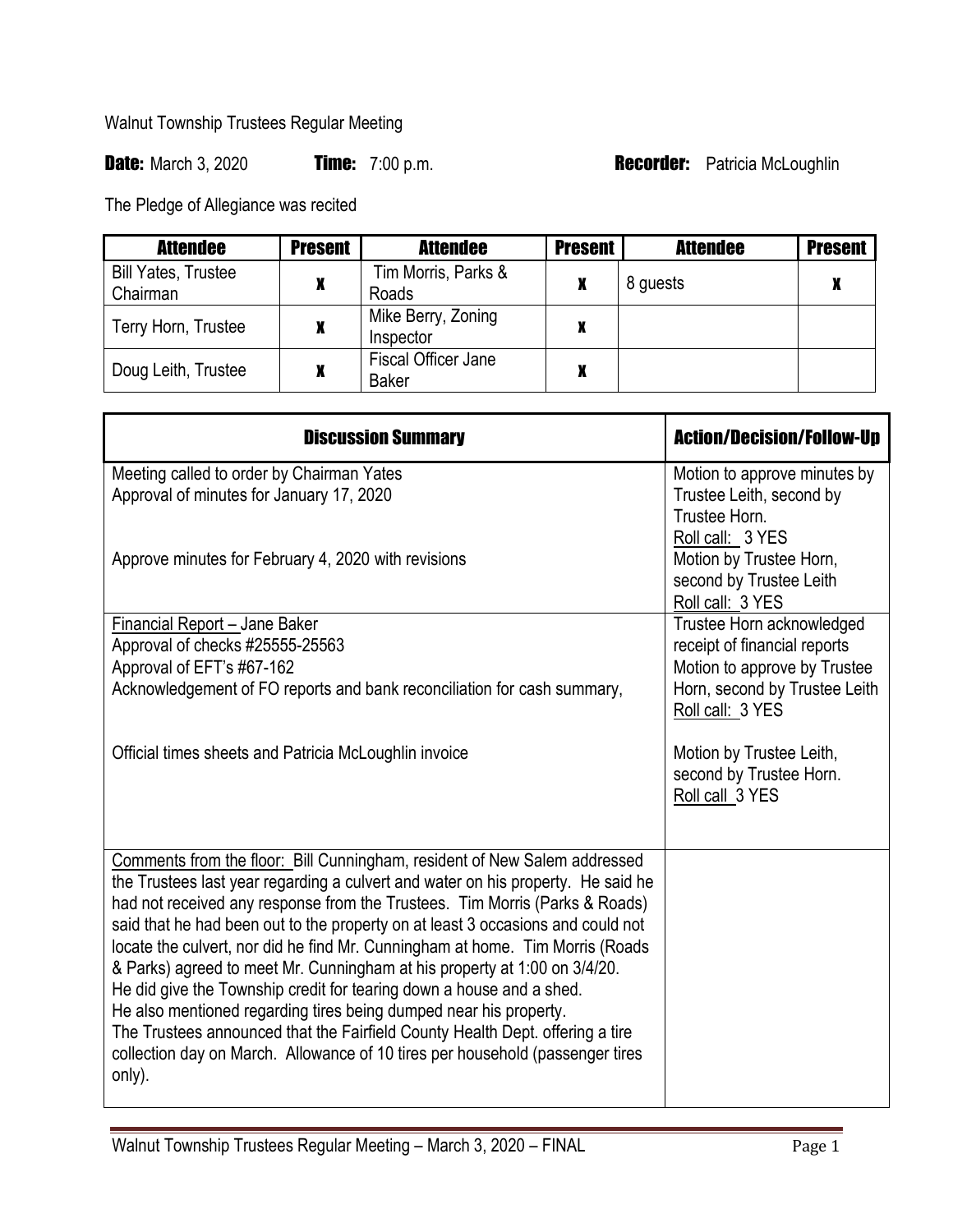Walnut Township Trustees Regular Meeting

**Date:** March 3, 2020 **Time:** 7:00 p.m. **Recorder:** Patricia McLoughlin

The Pledge of Allegiance was recited

| Attendee | Present | Attendee | Present | Attendee | Present |
|---|---|---|---|---|---|
| Bill Yates, Trustee Chairman | X | Tim Morris, Parks & Roads | X | 8 guests | X |
| Terry Horn, Trustee | X | Mike Berry, Zoning Inspector | X | | |
| Doug Leith, Trustee | X | Fiscal Officer Jane Baker | X | | |

| Discussion Summary | Action/Decision/Follow-Up |
|---|---|
| Meeting called to order by Chairman Yates<br>Approval of minutes for January 17, 2020<br><br>Approve minutes for February 4, 2020 with revisions | Motion to approve minutes by Trustee Leith, second by Trustee Horn.<br>Roll call: 3 YES<br>Motion by Trustee Horn, second by Trustee Leith<br>Roll call: 3 YES |
| Financial Report – Jane Baker<br>Approval of checks #25555-25563<br>Approval of EFT's #67-162<br>Acknowledgement of FO reports and bank reconciliation for cash summary,<br><br>Official times sheets and Patricia McLoughlin invoice | Trustee Horn acknowledged receipt of financial reports<br>Motion to approve by Trustee Horn, second by Trustee Leith<br>Roll call: 3 YES<br><br>Motion by Trustee Leith, second by Trustee Horn.<br>Roll call 3 YES |
| Comments from the floor: Bill Cunningham, resident of New Salem addressed the Trustees last year regarding a culvert and water on his property. He said he had not received any response from the Trustees. Tim Morris (Parks & Roads) said that he had been out to the property on at least 3 occasions and could not locate the culvert, nor did he find Mr. Cunningham at home. Tim Morris (Roads & Parks) agreed to meet Mr. Cunningham at his property at 1:00 on 3/4/20.<br>He did give the Township credit for tearing down a house and a shed.<br>He also mentioned regarding tires being dumped near his property.<br>The Trustees announced that the Fairfield County Health Dept. offering a tire collection day on March. Allowance of 10 tires per household (passenger tires only). | |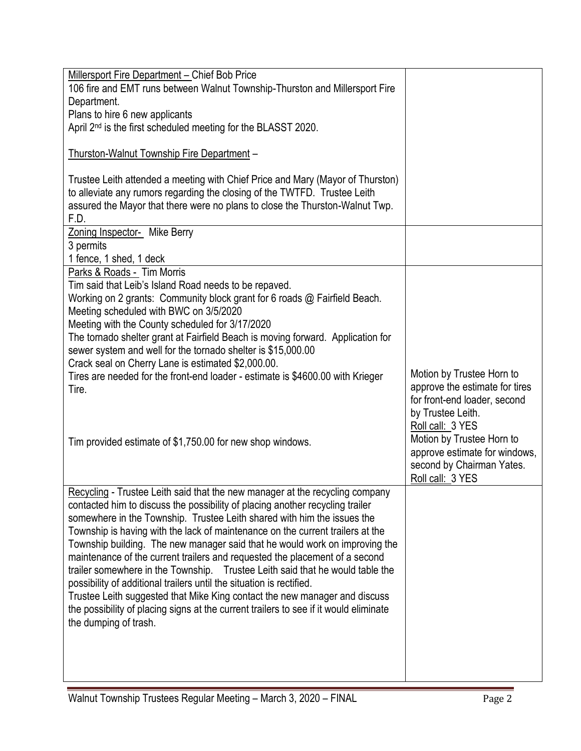| | |
|---|---|
| Millersport Fire Department – Chief Bob Price<br>106 fire and EMT runs between Walnut Township-Thurston and Millersport Fire Department.<br>Plans to hire 6 new applicants<br>April 2nd is the first scheduled meeting for the BLASST 2020.<br><br>Thurston-Walnut Township Fire Department –<br><br>Trustee Leith attended a meeting with Chief Price and Mary (Mayor of Thurston) to alleviate any rumors regarding the closing of the TWTFD. Trustee Leith assured the Mayor that there were no plans to close the Thurston-Walnut Twp. F.D. | |
| Zoning Inspector- Mike Berry<br>3 permits<br>1 fence, 1 shed, 1 deck | |
| Parks & Roads - Tim Morris<br>Tim said that Leib's Island Road needs to be repaved.<br>Working on 2 grants: Community block grant for 6 roads @ Fairfield Beach.<br>Meeting scheduled with BWC on 3/5/2020<br>Meeting with the County scheduled for 3/17/2020<br>The tornado shelter grant at Fairfield Beach is moving forward. Application for sewer system and well for the tornado shelter is $15,000.00<br>Crack seal on Cherry Lane is estimated $2,000.00.<br>Tires are needed for the front-end loader - estimate is $4600.00 with Krieger Tire.<br><br>Tim provided estimate of $1,750.00 for new shop windows. | Motion by Trustee Horn to approve the estimate for tires for front-end loader, second by Trustee Leith.<br>Roll call: 3 YES<br>Motion by Trustee Horn to approve estimate for windows, second by Chairman Yates.<br>Roll call: 3 YES |
| Recycling - Trustee Leith said that the new manager at the recycling company contacted him to discuss the possibility of placing another recycling trailer somewhere in the Township. Trustee Leith shared with him the issues the Township is having with the lack of maintenance on the current trailers at the Township building. The new manager said that he would work on improving the maintenance of the current trailers and requested the placement of a second trailer somewhere in the Township. Trustee Leith said that he would table the possibility of additional trailers until the situation is rectified.<br>Trustee Leith suggested that Mike King contact the new manager and discuss the possibility of placing signs at the current trailers to see if it would eliminate the dumping of trash. | |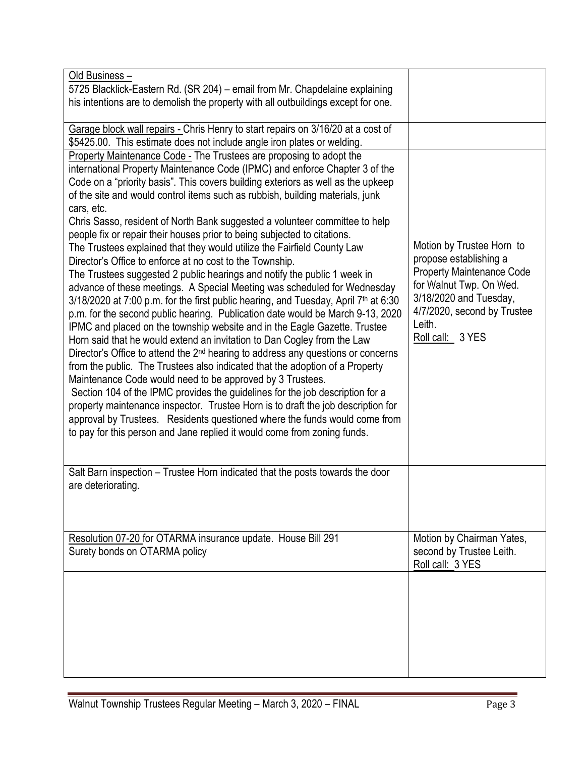| | |
|---|---|
| <u>Old Business –</u><br>5725 Blacklick-Eastern Rd. (SR 204) – email from Mr. Chapdelaine explaining his intentions are to demolish the property with all outbuildings except for one. | |
| <u>Garage block wall repairs -</u> Chris Henry to start repairs on 3/16/20 at a cost of $5425.00. This estimate does not include angle iron plates or welding. | |
| <u>Property Maintenance Code -</u> The Trustees are proposing to adopt the international Property Maintenance Code (IPMC) and enforce Chapter 3 of the Code on a "priority basis". This covers building exteriors as well as the upkeep of the site and would control items such as rubbish, building materials, junk cars, etc.<br>Chris Sasso, resident of North Bank suggested a volunteer committee to help people fix or repair their houses prior to being subjected to citations.<br>The Trustees explained that they would utilize the Fairfield County Law Director's Office to enforce at no cost to the Township.<br>The Trustees suggested 2 public hearings and notify the public 1 week in advance of these meetings. A Special Meeting was scheduled for Wednesday 3/18/2020 at 7:00 p.m. for the first public hearing, and Tuesday, April 7th at 6:30 p.m. for the second public hearing. Publication date would be March 9-13, 2020 IPMC and placed on the township website and in the Eagle Gazette. Trustee Horn said that he would extend an invitation to Dan Cogley from the Law Director's Office to attend the 2nd hearing to address any questions or concerns from the public. The Trustees also indicated that the adoption of a Property Maintenance Code would need to be approved by 3 Trustees.<br>Section 104 of the IPMC provides the guidelines for the job description for a property maintenance inspector. Trustee Horn is to draft the job description for approval by Trustees. Residents questioned where the funds would come from to pay for this person and Jane replied it would come from zoning funds. | Motion by Trustee Horn to propose establishing a Property Maintenance Code for Walnut Twp. On Wed. 3/18/2020 and Tuesday, 4/7/2020, second by Trustee Leith.<br><u>Roll call: 3 YES</u> |
| Salt Barn inspection – Trustee Horn indicated that the posts towards the door are deteriorating. | |
| <u>Resolution 07-20</u> for OTARMA insurance update. House Bill 291<br>Surety bonds on OTARMA policy | Motion by Chairman Yates, second by Trustee Leith.<br><u>Roll call: 3 YES</u> |
| | |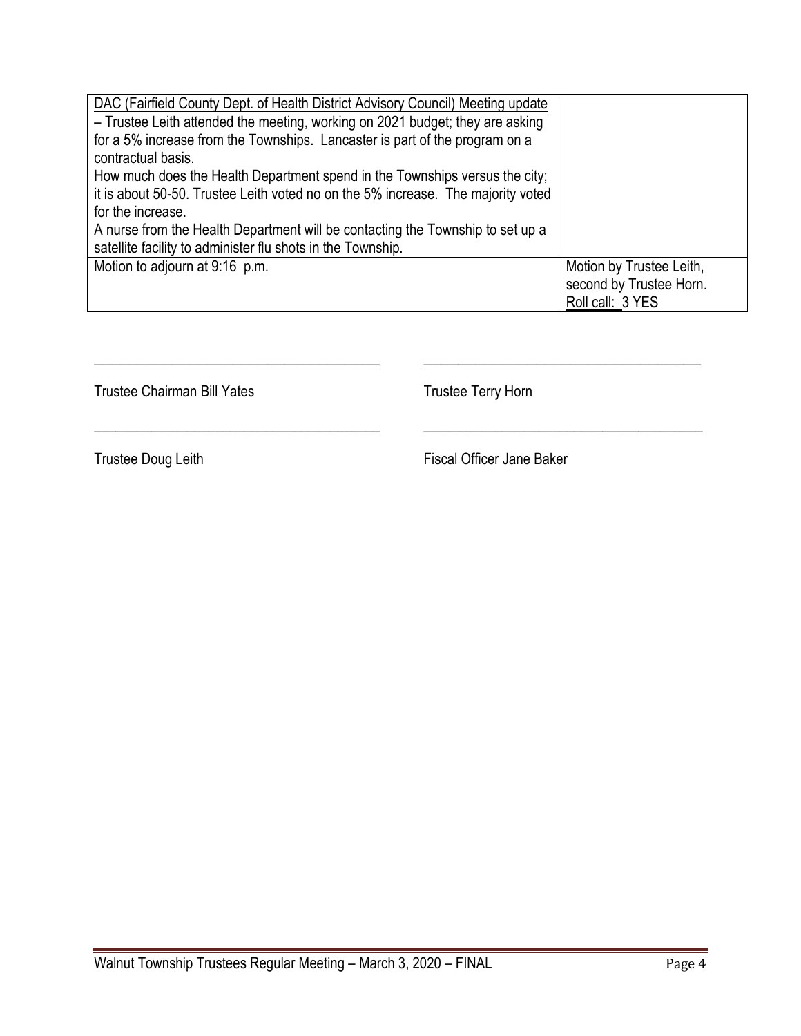| | |
|---|---|
| DAC (Fairfield County Dept. of Health District Advisory Council) Meeting update – Trustee Leith attended the meeting, working on 2021 budget; they are asking for a 5% increase from the Townships. Lancaster is part of the program on a contractual basis.<br>How much does the Health Department spend in the Townships versus the city; it is about 50-50. Trustee Leith voted no on the 5% increase. The majority voted for the increase.<br>A nurse from the Health Department will be contacting the Township to set up a satellite facility to administer flu shots in the Township. | |
| Motion to adjourn at 9:16 p.m. | Motion by Trustee Leith, second by Trustee Horn.<br>Roll call: 3 YES |

\_\_\_\_\_\_\_\_\_\_\_\_\_\_\_\_\_\_\_\_\_\_\_\_\_\_\_\_\_\_\_\_\_\_\_\_\_\_\_\_
Trustee Chairman Bill Yates

\_\_\_\_\_\_\_\_\_\_\_\_\_\_\_\_\_\_\_\_\_\_\_\_\_\_\_\_\_\_\_\_\_\_\_\_\_\_\_\_
Trustee Terry Horn

\_\_\_\_\_\_\_\_\_\_\_\_\_\_\_\_\_\_\_\_\_\_\_\_\_\_\_\_\_\_\_\_\_\_\_\_\_\_\_\_
Trustee Doug Leith

\_\_\_\_\_\_\_\_\_\_\_\_\_\_\_\_\_\_\_\_\_\_\_\_\_\_\_\_\_\_\_\_\_\_\_\_\_\_\_\_
Fiscal Officer Jane Baker